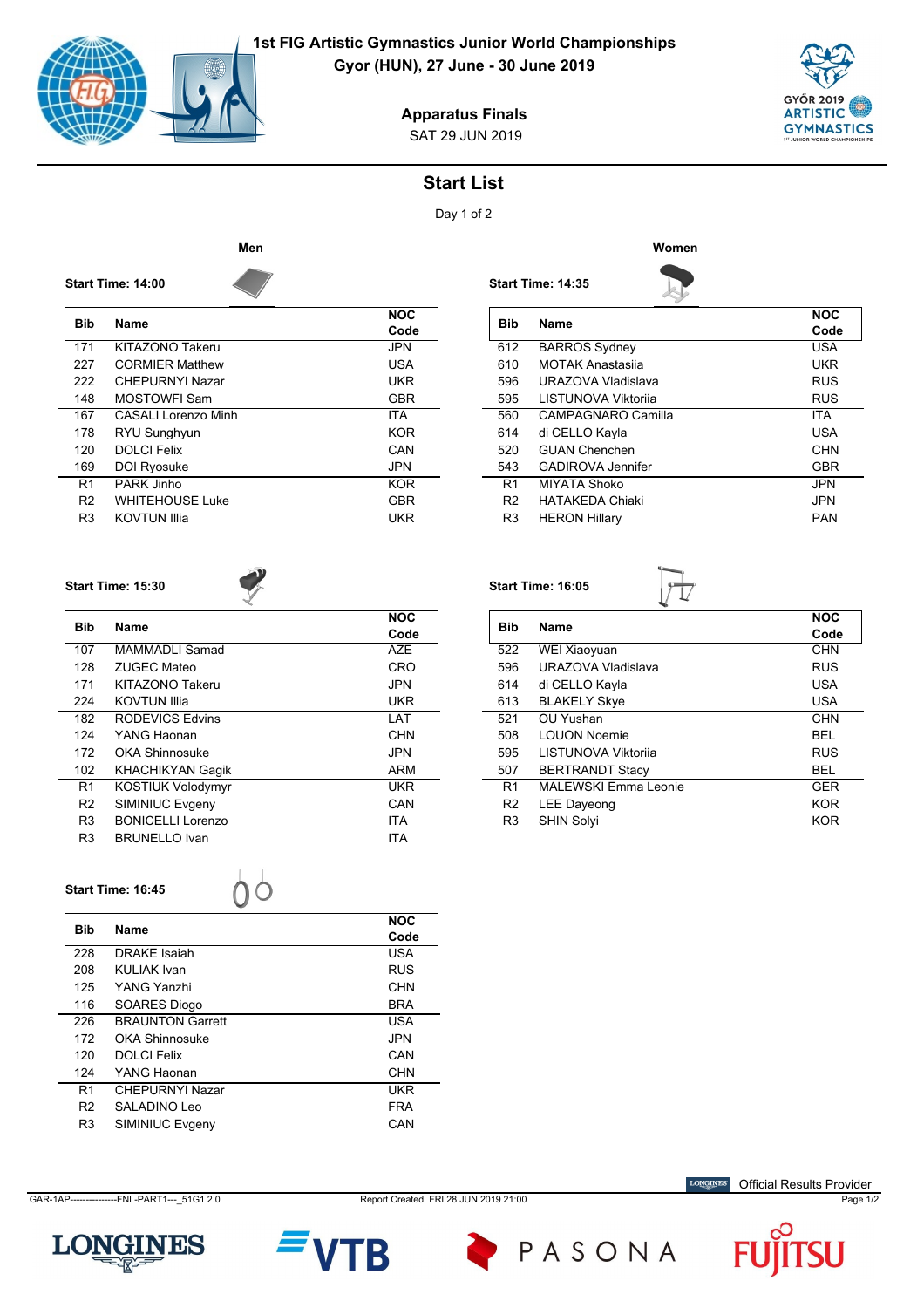# 1st FIG Artistic Gymnastics Junior World Championships

**Gyor (HUN), 27 June - 30 June 2019**

## Apparatus Finals

SAT 29 JUN 2019

## Start List

Day 1 of 2

### Men

**Start Time: 14:00**

| Bib | Name | NOC Code |
|---|---|---|
| 171 | KITAZONO Takeru | JPN |
| 227 | CORMIER Matthew | USA |
| 222 | CHEPURNYI Nazar | UKR |
| 148 | MOSTOWFI Sam | GBR |
| 167 | CASALI Lorenzo Minh | ITA |
| 178 | RYU Sunghyun | KOR |
| 120 | DOLCI Felix | CAN |
| 169 | DOI Ryosuke | JPN |
| R1 | PARK Jinho | KOR |
| R2 | WHITEHOUSE Luke | GBR |
| R3 | KOVTUN Illia | UKR |

**Start Time: 15:30**

| Bib | Name | NOC Code |
|---|---|---|
| 107 | MAMMADLI Samad | AZE |
| 128 | ZUGEC Mateo | CRO |
| 171 | KITAZONO Takeru | JPN |
| 224 | KOVTUN Illia | UKR |
| 182 | RODEVICS Edvins | LAT |
| 124 | YANG Haonan | CHN |
| 172 | OKA Shinnosuke | JPN |
| 102 | KHACHIKYAN Gagik | ARM |
| R1 | KOSTIUK Volodymyr | UKR |
| R2 | SIMINIUC Evgeny | CAN |
| R3 | BONICELLI Lorenzo | ITA |
| R3 | BRUNELLO Ivan | ITA |

**Start Time: 16:45**

| Bib | Name | NOC Code |
|---|---|---|
| 228 | DRAKE Isaiah | USA |
| 208 | KULIAK Ivan | RUS |
| 125 | YANG Yanzhi | CHN |
| 116 | SOARES Diogo | BRA |
| 226 | BRAUNTON Garrett | USA |
| 172 | OKA Shinnosuke | JPN |
| 120 | DOLCI Felix | CAN |
| 124 | YANG Haonan | CHN |
| R1 | CHEPURNYI Nazar | UKR |
| R2 | SALADINO Leo | FRA |
| R3 | SIMINIUC Evgeny | CAN |

### Women

**Start Time: 14:35**

| Bib | Name | NOC Code |
|---|---|---|
| 612 | BARROS Sydney | USA |
| 610 | MOTAK Anastasiia | UKR |
| 596 | URAZOVA Vladislava | RUS |
| 595 | LISTUNOVA Viktoriia | RUS |
| 560 | CAMPAGNARO Camilla | ITA |
| 614 | di CELLO Kayla | USA |
| 520 | GUAN Chenchen | CHN |
| 543 | GADIROVA Jennifer | GBR |
| R1 | MIYATA Shoko | JPN |
| R2 | HATAKEDA Chiaki | JPN |
| R3 | HERON Hillary | PAN |

**Start Time: 16:05**

| Bib | Name | NOC Code |
|---|---|---|
| 522 | WEI Xiaoyuan | CHN |
| 596 | URAZOVA Vladislava | RUS |
| 614 | di CELLO Kayla | USA |
| 613 | BLAKELY Skye | USA |
| 521 | OU Yushan | CHN |
| 508 | LOUON Noemie | BEL |
| 595 | LISTUNOVA Viktoriia | RUS |
| 507 | BERTRANDT Stacy | BEL |
| R1 | MALEWSKI Emma Leonie | GER |
| R2 | LEE Dayeong | KOR |
| R3 | SHIN Solyi | KOR |

GAR-1AP----------------FNL-PART1---_51G1 2.0

Report Created FRI 28 JUN 2019 21:00

Official Results Provider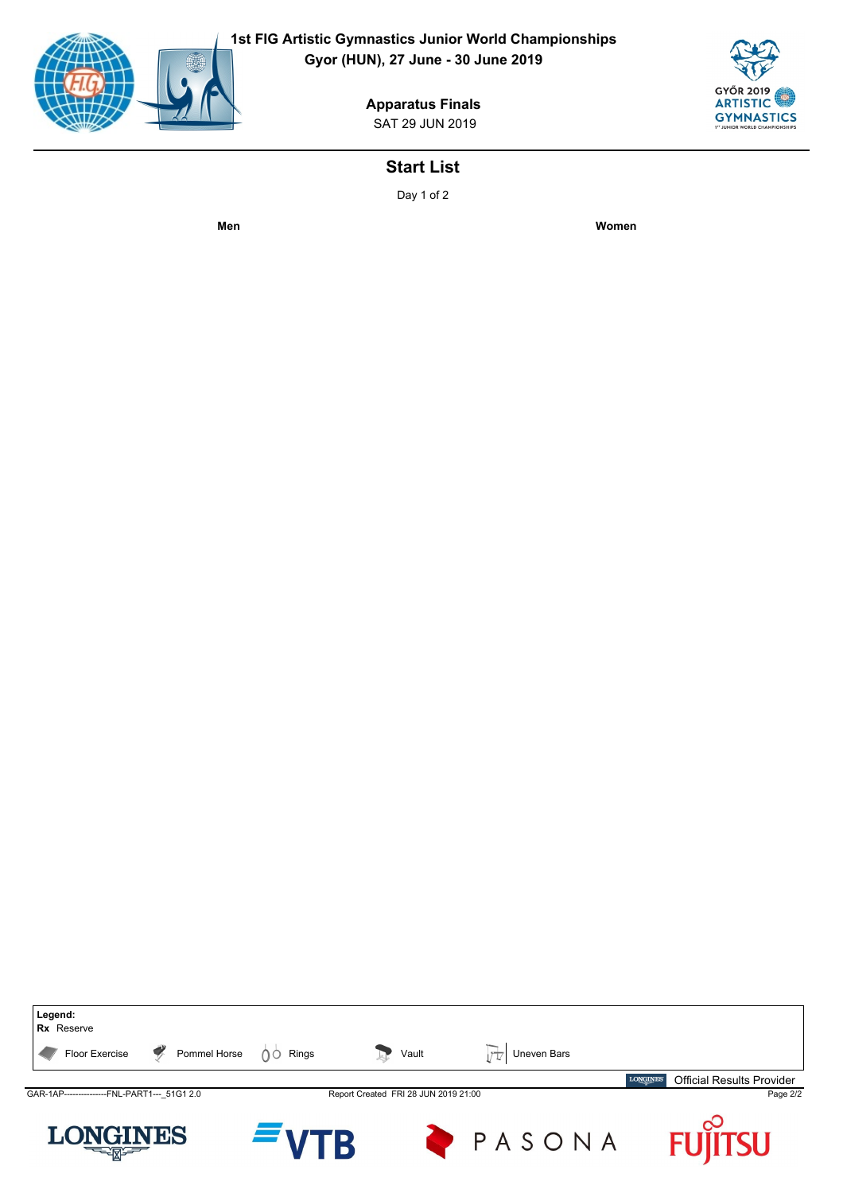# 1st FIG Artistic Gymnastics Junior World Championships
## Gyor (HUN), 27 June - 30 June 2019

### Apparatus Finals
SAT 29 JUN 2019

## Start List

Day 1 of 2

**Men**

**Women**

**Legend:**
**Rx** Reserve

Floor Exercise | Pommel Horse | Rings | Vault | Uneven Bars

Official Results Provider

GAR-1AP---------------FNL-PART1---_51G1 2.0

Report Created FRI 28 JUN 2019 21:00